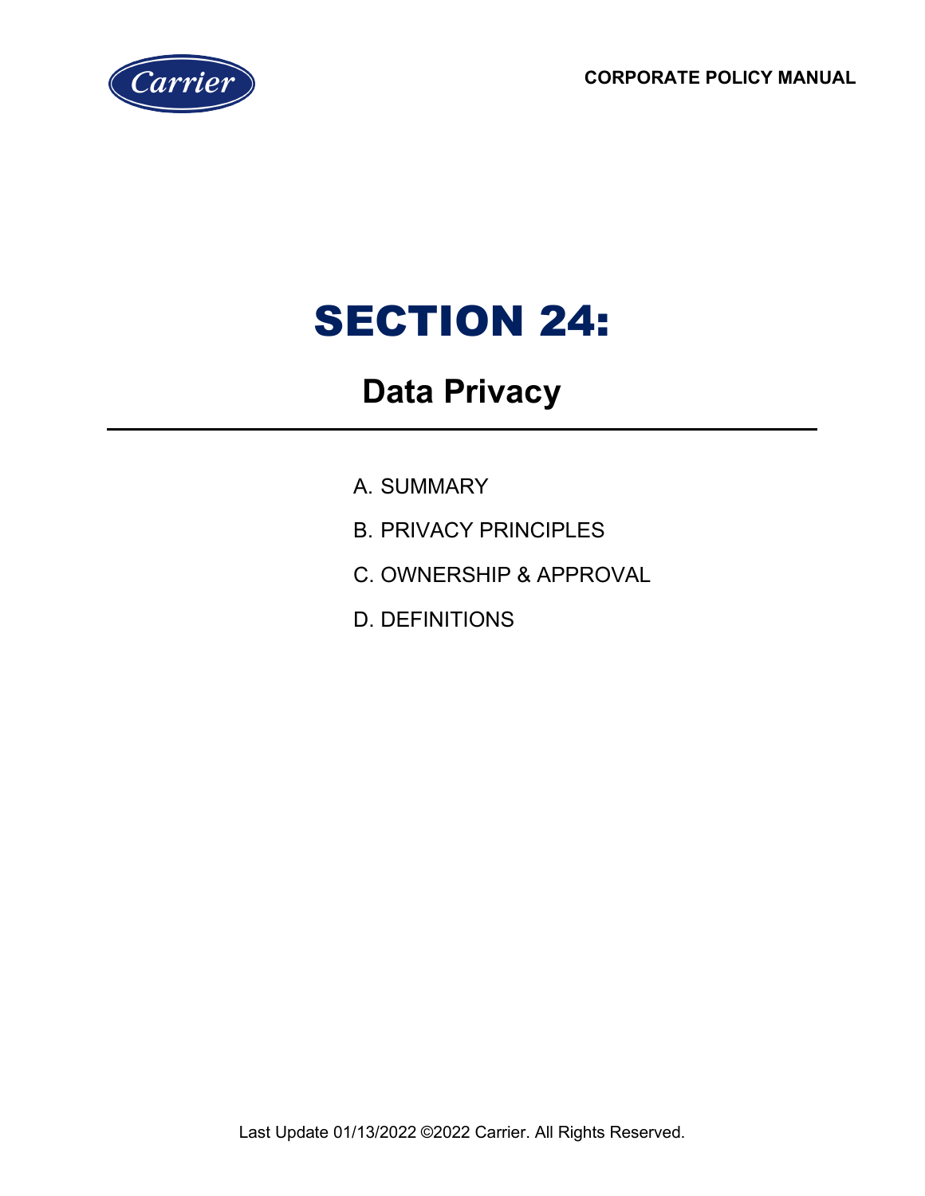CORPORATE POLICY MANUAL

# SECTION 24:

## Data Privacy

A. SUMMARY

B. PRIVACY PRINCIPLES

C. OWNERSHIP & APPROVAL

D. DEFINITIONS

Last Update 01/13/2022 ©2022 Carrier. All Rights Reserved.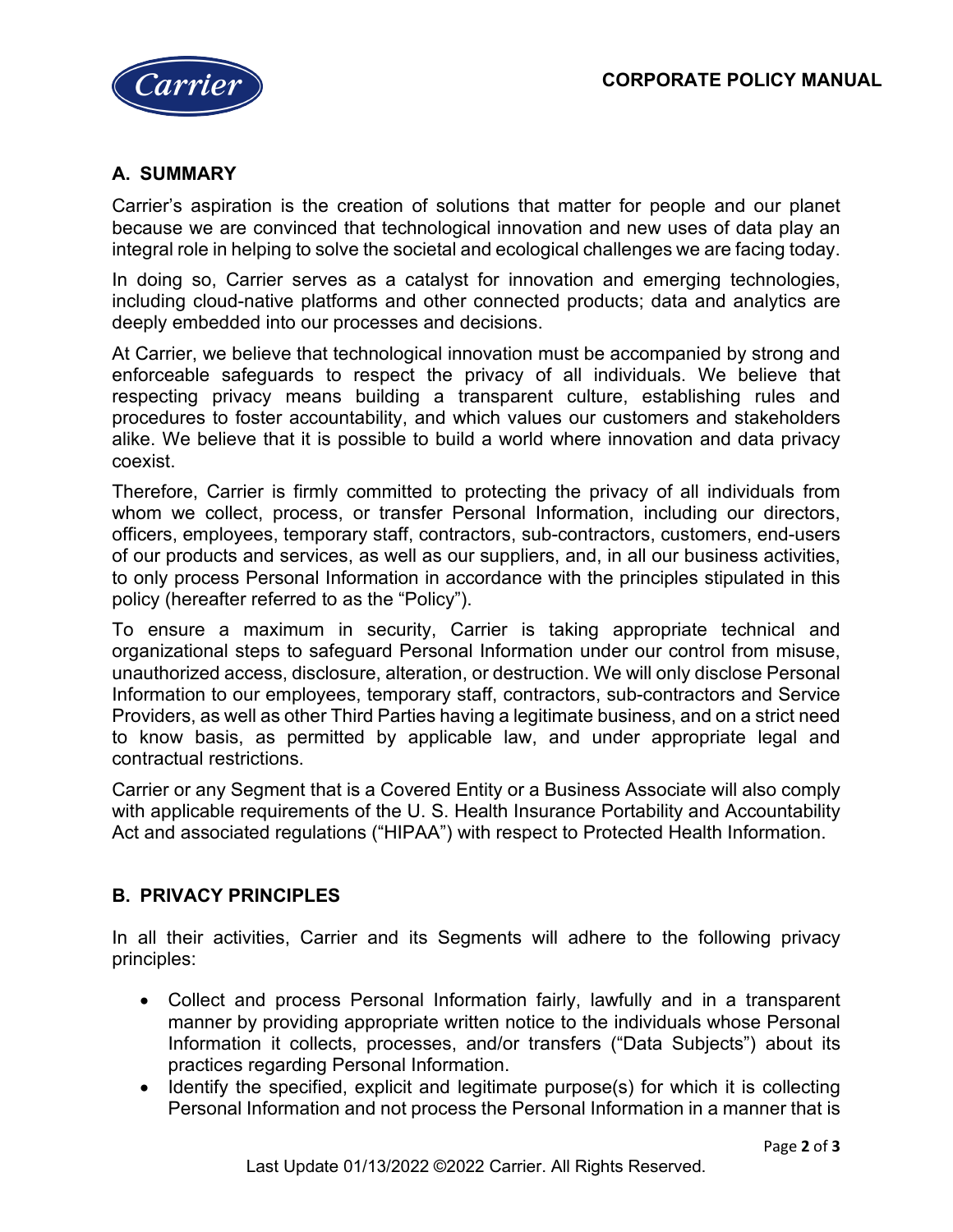## A. SUMMARY

Carrier's aspiration is the creation of solutions that matter for people and our planet because we are convinced that technological innovation and new uses of data play an integral role in helping to solve the societal and ecological challenges we are facing today.

In doing so, Carrier serves as a catalyst for innovation and emerging technologies, including cloud-native platforms and other connected products; data and analytics are deeply embedded into our processes and decisions.

At Carrier, we believe that technological innovation must be accompanied by strong and enforceable safeguards to respect the privacy of all individuals. We believe that respecting privacy means building a transparent culture, establishing rules and procedures to foster accountability, and which values our customers and stakeholders alike. We believe that it is possible to build a world where innovation and data privacy coexist.

Therefore, Carrier is firmly committed to protecting the privacy of all individuals from whom we collect, process, or transfer Personal Information, including our directors, officers, employees, temporary staff, contractors, sub-contractors, customers, end-users of our products and services, as well as our suppliers, and, in all our business activities, to only process Personal Information in accordance with the principles stipulated in this policy (hereafter referred to as the "Policy").

To ensure a maximum in security, Carrier is taking appropriate technical and organizational steps to safeguard Personal Information under our control from misuse, unauthorized access, disclosure, alteration, or destruction. We will only disclose Personal Information to our employees, temporary staff, contractors, sub-contractors and Service Providers, as well as other Third Parties having a legitimate business, and on a strict need to know basis, as permitted by applicable law, and under appropriate legal and contractual restrictions.

Carrier or any Segment that is a Covered Entity or a Business Associate will also comply with applicable requirements of the U. S. Health Insurance Portability and Accountability Act and associated regulations ("HIPAA") with respect to Protected Health Information.

## B. PRIVACY PRINCIPLES

In all their activities, Carrier and its Segments will adhere to the following privacy principles:

- Collect and process Personal Information fairly, lawfully and in a transparent manner by providing appropriate written notice to the individuals whose Personal Information it collects, processes, and/or transfers ("Data Subjects") about its practices regarding Personal Information.
- Identify the specified, explicit and legitimate purpose(s) for which it is collecting Personal Information and not process the Personal Information in a manner that is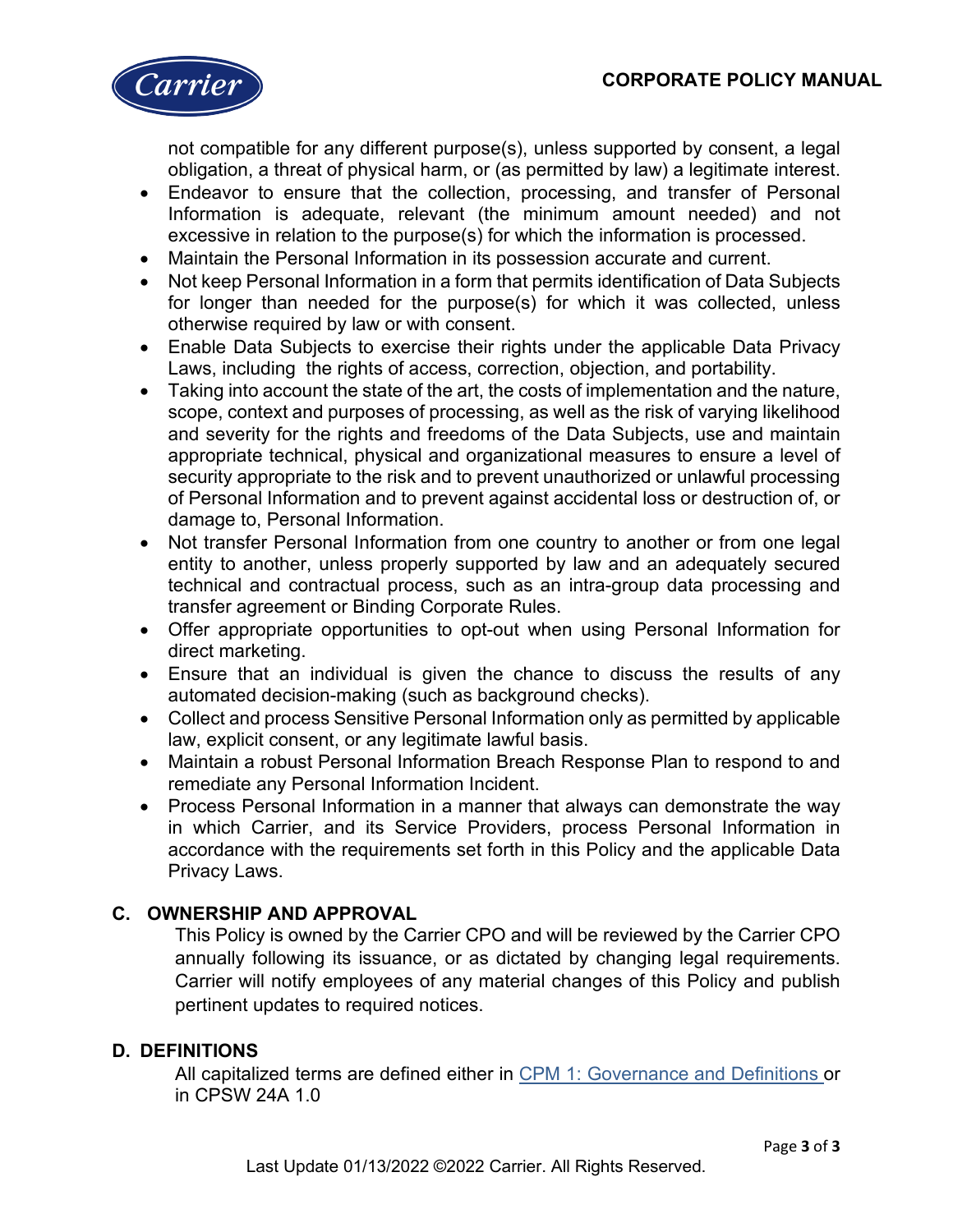not compatible for any different purpose(s), unless supported by consent, a legal obligation, a threat of physical harm, or (as permitted by law) a legitimate interest.

- Endeavor to ensure that the collection, processing, and transfer of Personal Information is adequate, relevant (the minimum amount needed) and not excessive in relation to the purpose(s) for which the information is processed.
- Maintain the Personal Information in its possession accurate and current.
- Not keep Personal Information in a form that permits identification of Data Subjects for longer than needed for the purpose(s) for which it was collected, unless otherwise required by law or with consent.
- Enable Data Subjects to exercise their rights under the applicable Data Privacy Laws, including the rights of access, correction, objection, and portability.
- Taking into account the state of the art, the costs of implementation and the nature, scope, context and purposes of processing, as well as the risk of varying likelihood and severity for the rights and freedoms of the Data Subjects, use and maintain appropriate technical, physical and organizational measures to ensure a level of security appropriate to the risk and to prevent unauthorized or unlawful processing of Personal Information and to prevent against accidental loss or destruction of, or damage to, Personal Information.
- Not transfer Personal Information from one country to another or from one legal entity to another, unless properly supported by law and an adequately secured technical and contractual process, such as an intra-group data processing and transfer agreement or Binding Corporate Rules.
- Offer appropriate opportunities to opt-out when using Personal Information for direct marketing.
- Ensure that an individual is given the chance to discuss the results of any automated decision-making (such as background checks).
- Collect and process Sensitive Personal Information only as permitted by applicable law, explicit consent, or any legitimate lawful basis.
- Maintain a robust Personal Information Breach Response Plan to respond to and remediate any Personal Information Incident.
- Process Personal Information in a manner that always can demonstrate the way in which Carrier, and its Service Providers, process Personal Information in accordance with the requirements set forth in this Policy and the applicable Data Privacy Laws.

## C. OWNERSHIP AND APPROVAL

This Policy is owned by the Carrier CPO and will be reviewed by the Carrier CPO annually following its issuance, or as dictated by changing legal requirements. Carrier will notify employees of any material changes of this Policy and publish pertinent updates to required notices.

## D. DEFINITIONS

All capitalized terms are defined either in [CPM 1: Governance and Definitions](#) or in CPSW 24A 1.0